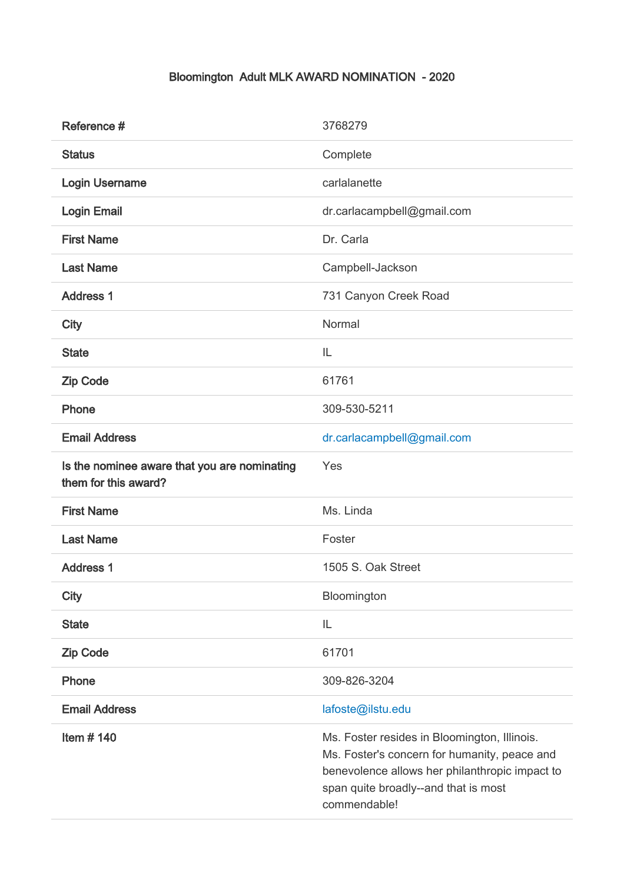# Bloomington Adult MLK AWARD NOMINATION - 2020

| | |
|---|---|
| Reference # | 3768279 |
| Status | Complete |
| Login Username | carlalanette |
| Login Email | dr.carlacampbell@gmail.com |
| First Name | Dr. Carla |
| Last Name | Campbell-Jackson |
| Address 1 | 731 Canyon Creek Road |
| City | Normal |
| State | IL |
| Zip Code | 61761 |
| Phone | 309-530-5211 |
| Email Address | dr.carlacampbell@gmail.com |
| Is the nominee aware that you are nominating them for this award? | Yes |
| First Name | Ms. Linda |
| Last Name | Foster |
| Address 1 | 1505 S. Oak Street |
| City | Bloomington |
| State | IL |
| Zip Code | 61701 |
| Phone | 309-826-3204 |
| Email Address | lafoste@ilstu.edu |
| Item # 140 | Ms. Foster resides in Bloomington, Illinois. Ms. Foster's concern for humanity, peace and benevolence allows her philanthropic impact to span quite broadly--and that is most commendable! |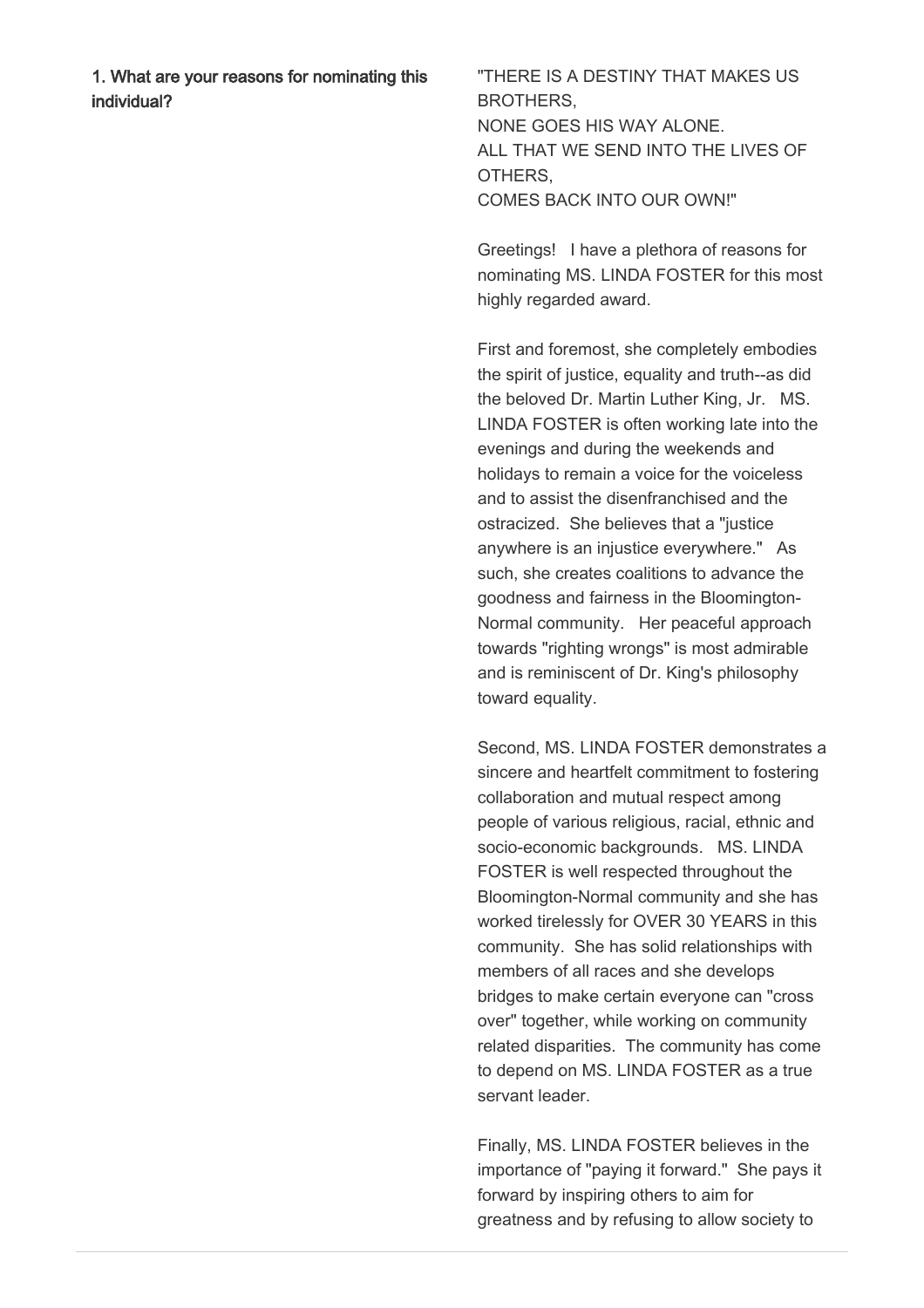**1. What are your reasons for nominating this individual?**

"THERE IS A DESTINY THAT MAKES US BROTHERS,
NONE GOES HIS WAY ALONE.
ALL THAT WE SEND INTO THE LIVES OF OTHERS,
COMES BACK INTO OUR OWN!"

Greetings! I have a plethora of reasons for nominating MS. LINDA FOSTER for this most highly regarded award.

First and foremost, she completely embodies the spirit of justice, equality and truth--as did the beloved Dr. Martin Luther King, Jr. MS. LINDA FOSTER is often working late into the evenings and during the weekends and holidays to remain a voice for the voiceless and to assist the disenfranchised and the ostracized. She believes that a "justice anywhere is an injustice everywhere." As such, she creates coalitions to advance the goodness and fairness in the Bloomington-Normal community. Her peaceful approach towards "righting wrongs" is most admirable and is reminiscent of Dr. King's philosophy toward equality.

Second, MS. LINDA FOSTER demonstrates a sincere and heartfelt commitment to fostering collaboration and mutual respect among people of various religious, racial, ethnic and socio-economic backgrounds. MS. LINDA FOSTER is well respected throughout the Bloomington-Normal community and she has worked tirelessly for OVER 30 YEARS in this community. She has solid relationships with members of all races and she develops bridges to make certain everyone can "cross over" together, while working on community related disparities. The community has come to depend on MS. LINDA FOSTER as a true servant leader.

Finally, MS. LINDA FOSTER believes in the importance of "paying it forward." She pays it forward by inspiring others to aim for greatness and by refusing to allow society to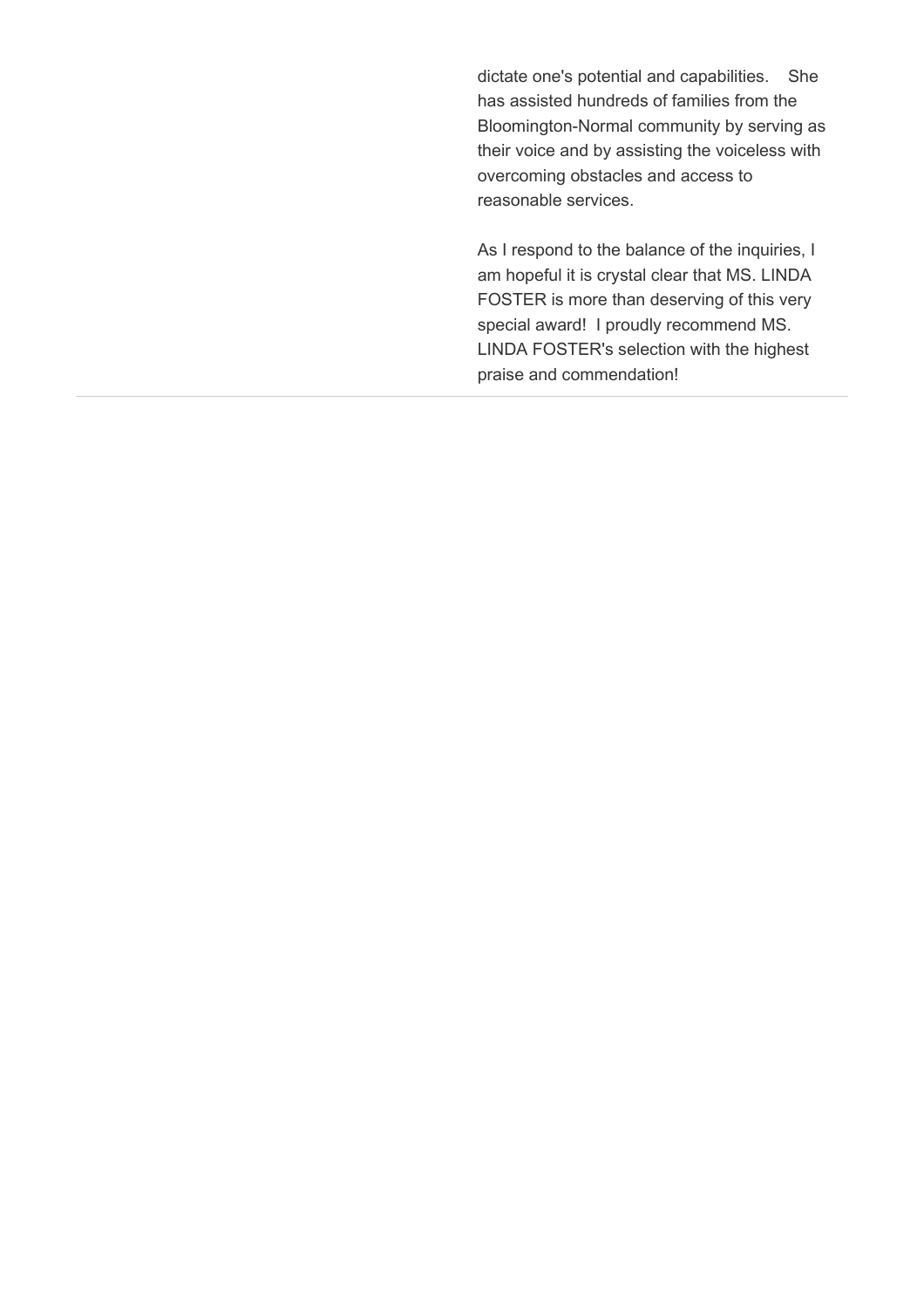dictate one's potential and capabilities. She has assisted hundreds of families from the Bloomington-Normal community by serving as their voice and by assisting the voiceless with overcoming obstacles and access to reasonable services.

As I respond to the balance of the inquiries, I am hopeful it is crystal clear that MS. LINDA FOSTER is more than deserving of this very special award! I proudly recommend MS. LINDA FOSTER's selection with the highest praise and commendation!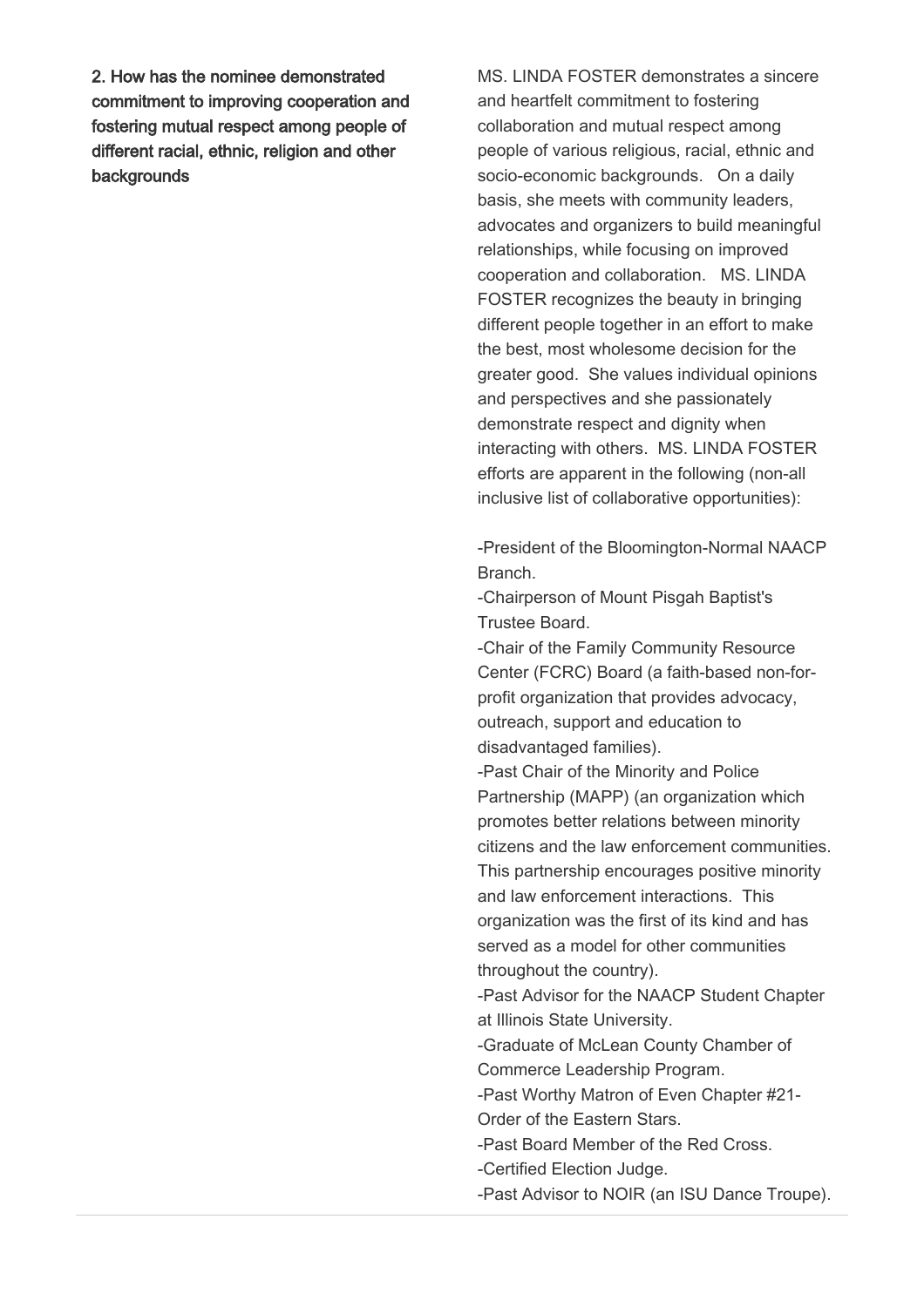**2. How has the nominee demonstrated commitment to improving cooperation and fostering mutual respect among people of different racial, ethnic, religion and other backgrounds**

MS. LINDA FOSTER demonstrates a sincere and heartfelt commitment to fostering collaboration and mutual respect among people of various religious, racial, ethnic and socio-economic backgrounds. On a daily basis, she meets with community leaders, advocates and organizers to build meaningful relationships, while focusing on improved cooperation and collaboration. MS. LINDA FOSTER recognizes the beauty in bringing different people together in an effort to make the best, most wholesome decision for the greater good. She values individual opinions and perspectives and she passionately demonstrate respect and dignity when interacting with others. MS. LINDA FOSTER efforts are apparent in the following (non-all inclusive list of collaborative opportunities):

-President of the Bloomington-Normal NAACP Branch.
-Chairperson of Mount Pisgah Baptist's Trustee Board.
-Chair of the Family Community Resource Center (FCRC) Board (a faith-based non-for-profit organization that provides advocacy, outreach, support and education to disadvantaged families).
-Past Chair of the Minority and Police Partnership (MAPP) (an organization which promotes better relations between minority citizens and the law enforcement communities. This partnership encourages positive minority and law enforcement interactions. This organization was the first of its kind and has served as a model for other communities throughout the country).
-Past Advisor for the NAACP Student Chapter at Illinois State University.
-Graduate of McLean County Chamber of Commerce Leadership Program.
-Past Worthy Matron of Even Chapter #21-Order of the Eastern Stars.
-Past Board Member of the Red Cross.
-Certified Election Judge.
-Past Advisor to NOIR (an ISU Dance Troupe).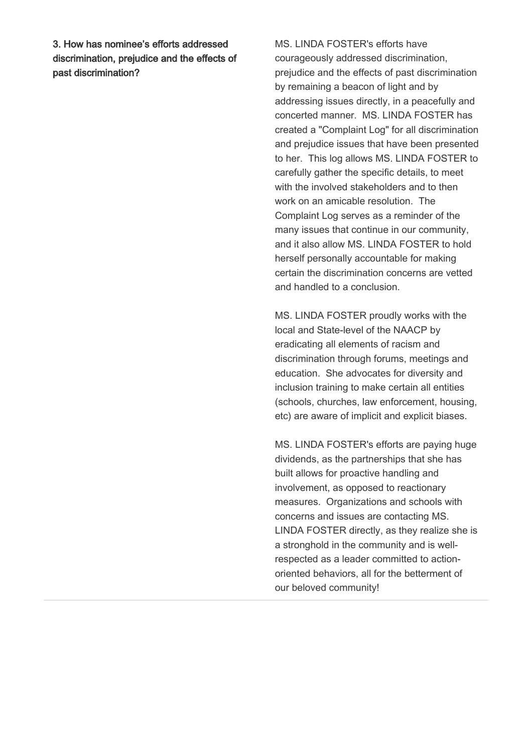**3. How has nominee's efforts addressed discrimination, prejudice and the effects of past discrimination?**

MS. LINDA FOSTER's efforts have courageously addressed discrimination, prejudice and the effects of past discrimination by remaining a beacon of light and by addressing issues directly, in a peacefully and concerted manner. MS. LINDA FOSTER has created a "Complaint Log" for all discrimination and prejudice issues that have been presented to her. This log allows MS. LINDA FOSTER to carefully gather the specific details, to meet with the involved stakeholders and to then work on an amicable resolution. The Complaint Log serves as a reminder of the many issues that continue in our community, and it also allow MS. LINDA FOSTER to hold herself personally accountable for making certain the discrimination concerns are vetted and handled to a conclusion.

MS. LINDA FOSTER proudly works with the local and State-level of the NAACP by eradicating all elements of racism and discrimination through forums, meetings and education. She advocates for diversity and inclusion training to make certain all entities (schools, churches, law enforcement, housing, etc) are aware of implicit and explicit biases.

MS. LINDA FOSTER's efforts are paying huge dividends, as the partnerships that she has built allows for proactive handling and involvement, as opposed to reactionary measures. Organizations and schools with concerns and issues are contacting MS. LINDA FOSTER directly, as they realize she is a stronghold in the community and is well-respected as a leader committed to action-oriented behaviors, all for the betterment of our beloved community!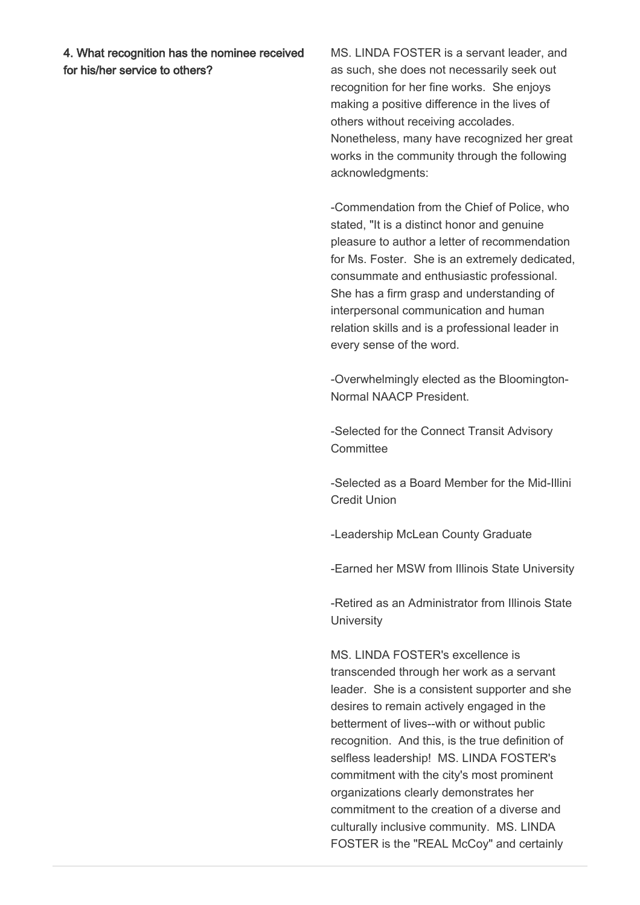**4. What recognition has the nominee received for his/her service to others?**

MS. LINDA FOSTER is a servant leader, and as such, she does not necessarily seek out recognition for her fine works. She enjoys making a positive difference in the lives of others without receiving accolades. Nonetheless, many have recognized her great works in the community through the following acknowledgments:

-Commendation from the Chief of Police, who stated, "It is a distinct honor and genuine pleasure to author a letter of recommendation for Ms. Foster. She is an extremely dedicated, consummate and enthusiastic professional. She has a firm grasp and understanding of interpersonal communication and human relation skills and is a professional leader in every sense of the word.

-Overwhelmingly elected as the Bloomington-Normal NAACP President.

-Selected for the Connect Transit Advisory Committee

-Selected as a Board Member for the Mid-Illini Credit Union

-Leadership McLean County Graduate

-Earned her MSW from Illinois State University

-Retired as an Administrator from Illinois State University

MS. LINDA FOSTER's excellence is transcended through her work as a servant leader. She is a consistent supporter and she desires to remain actively engaged in the betterment of lives--with or without public recognition. And this, is the true definition of selfless leadership! MS. LINDA FOSTER's commitment with the city's most prominent organizations clearly demonstrates her commitment to the creation of a diverse and culturally inclusive community. MS. LINDA FOSTER is the "REAL McCoy" and certainly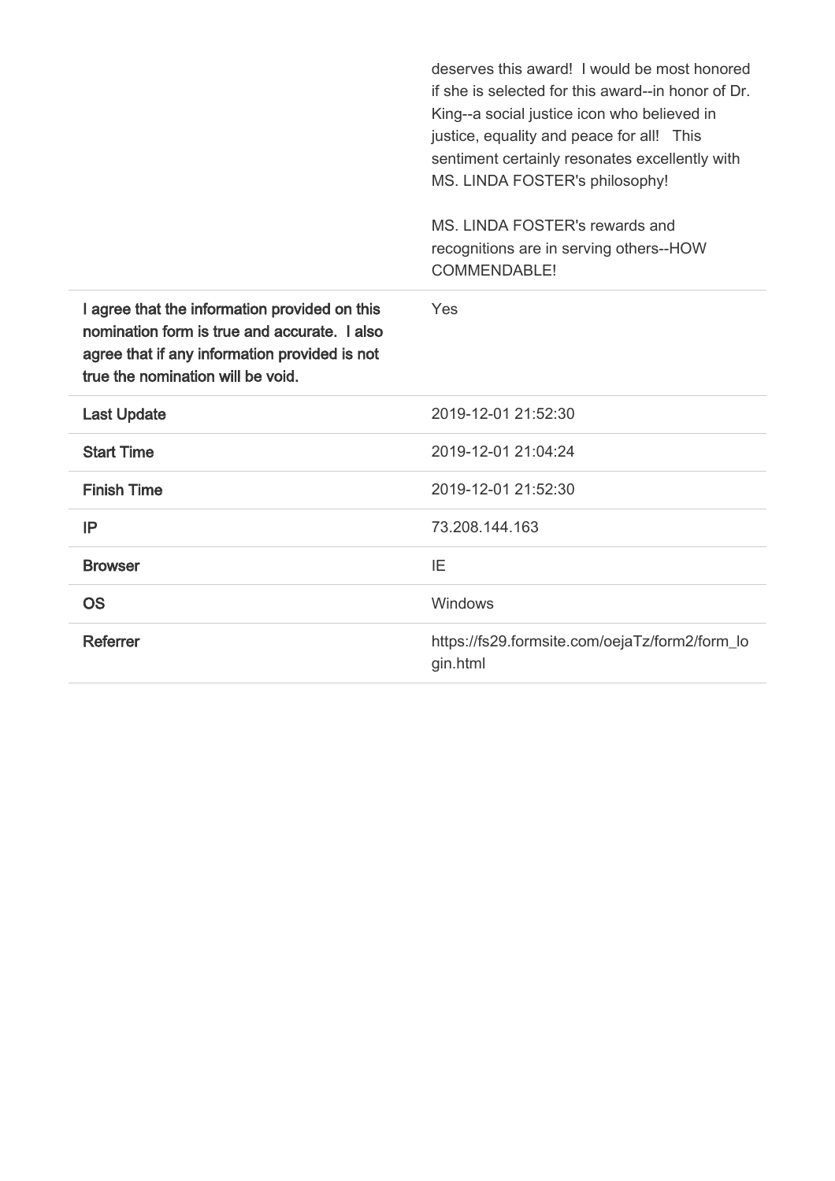| | |
|---|---|
| | deserves this award! I would be most honored if she is selected for this award--in honor of Dr. King--a social justice icon who believed in justice, equality and peace for all! This sentiment certainly resonates excellently with MS. LINDA FOSTER's philosophy!<br><br>MS. LINDA FOSTER's rewards and recognitions are in serving others--HOW COMMENDABLE! |
| **I agree that the information provided on this nomination form is true and accurate. I also agree that if any information provided is not true the nomination will be void.** | Yes |
| **Last Update** | 2019-12-01 21:52:30 |
| **Start Time** | 2019-12-01 21:04:24 |
| **Finish Time** | 2019-12-01 21:52:30 |
| **IP** | 73.208.144.163 |
| **Browser** | IE |
| **OS** | Windows |
| **Referrer** | https://fs29.formsite.com/oejaTz/form2/form_login.html |